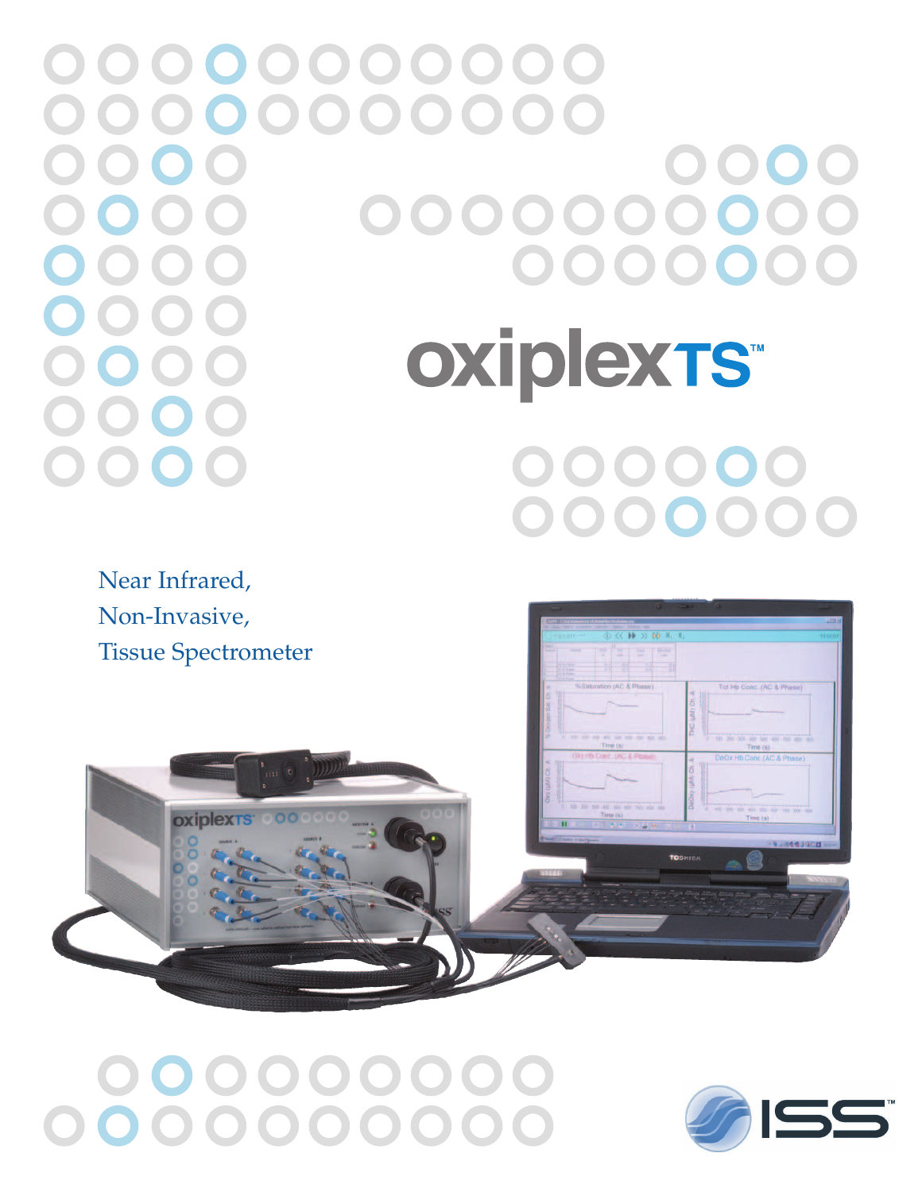# oxiplexTS™

Near Infrared,
Non-Invasive,
Tissue Spectrometer

ISS™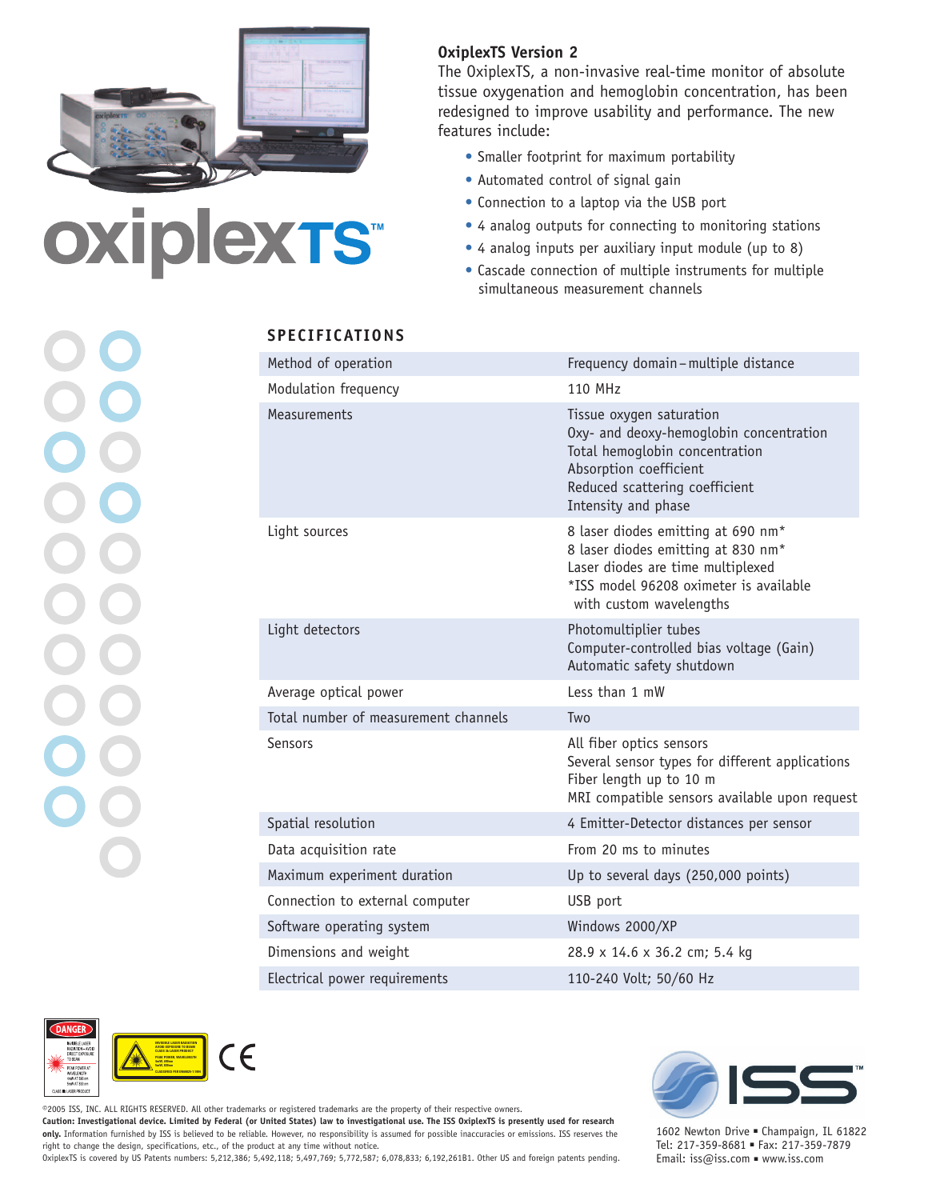## OxiplexTS Version 2

The OxiplexTS, a non-invasive real-time monitor of absolute tissue oxygenation and hemoglobin concentration, has been redesigned to improve usability and performance. The new features include:

- Smaller footprint for maximum portability
- Automated control of signal gain
- Connection to a laptop via the USB port
- 4 analog outputs for connecting to monitoring stations
- 4 analog inputs per auxiliary input module (up to 8)
- Cascade connection of multiple instruments for multiple simultaneous measurement channels

## SPECIFICATIONS

| | |
|---|---|
| Method of operation | Frequency domain – multiple distance |
| Modulation frequency | 110 MHz |
| Measurements | Tissue oxygen saturation<br>Oxy- and deoxy-hemoglobin concentration<br>Total hemoglobin concentration<br>Absorption coefficient<br>Reduced scattering coefficient<br>Intensity and phase |
| Light sources | 8 laser diodes emitting at 690 nm*<br>8 laser diodes emitting at 830 nm*<br>Laser diodes are time multiplexed<br>*ISS model 96208 oximeter is available with custom wavelengths |
| Light detectors | Photomultiplier tubes<br>Computer-controlled bias voltage (Gain)<br>Automatic safety shutdown |
| Average optical power | Less than 1 mW |
| Total number of measurement channels | Two |
| Sensors | All fiber optics sensors<br>Several sensor types for different applications<br>Fiber length up to 10 m<br>MRI compatible sensors available upon request |
| Spatial resolution | 4 Emitter-Detector distances per sensor |
| Data acquisition rate | From 20 ms to minutes |
| Maximum experiment duration | Up to several days (250,000 points) |
| Connection to external computer | USB port |
| Software operating system | Windows 2000/XP |
| Dimensions and weight | 28.9 x 14.6 x 36.2 cm; 5.4 kg |
| Electrical power requirements | 110-240 Volt; 50/60 Hz |

©2005 ISS, INC. ALL RIGHTS RESERVED. All other trademarks or registered trademarks are the property of their respective owners.
**Caution: Investigational device. Limited by Federal (or United States) law to investigational use. The ISS OxiplexTS is presently used for research only.** Information furnished by ISS is believed to be reliable. However, no responsibility is assumed for possible inaccuracies or emissions. ISS reserves the right to change the design, specifications, etc., of the product at any time without notice.
OxiplexTS is covered by US Patents numbers: 5,212,386; 5,492,118; 5,497,769; 5,772,587; 6,078,833; 6,192,261B1. Other US and foreign patents pending.

1602 Newton Drive ▪ Champaign, IL 61822
Tel: 217-359-8681 ▪ Fax: 217-359-7879
Email: iss@iss.com ▪ www.iss.com